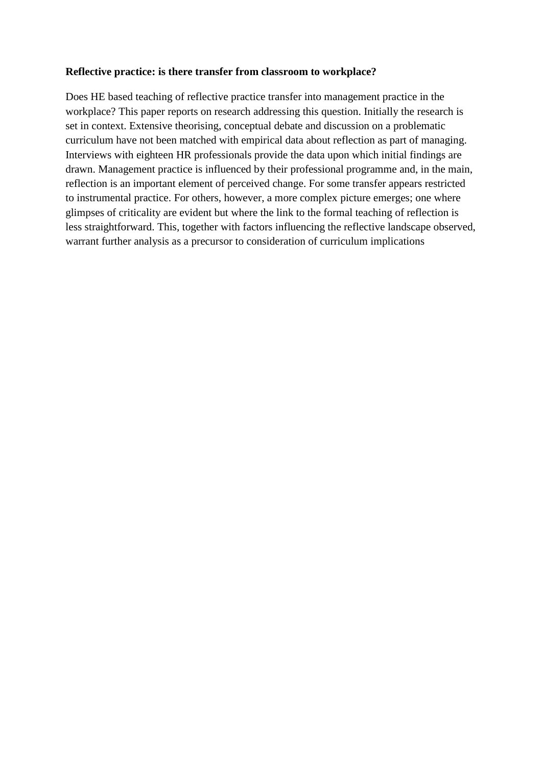**Reflective practice: is there transfer from classroom to workplace?**

Does HE based teaching of reflective practice transfer into management practice in the workplace? This paper reports on research addressing this question. Initially the research is set in context. Extensive theorising, conceptual debate and discussion on a problematic curriculum have not been matched with empirical data about reflection as part of managing. Interviews with eighteen HR professionals provide the data upon which initial findings are drawn. Management practice is influenced by their professional programme and, in the main, reflection is an important element of perceived change. For some transfer appears restricted to instrumental practice. For others, however, a more complex picture emerges; one where glimpses of criticality are evident but where the link to the formal teaching of reflection is less straightforward. This, together with factors influencing the reflective landscape observed, warrant further analysis as a precursor to consideration of curriculum implications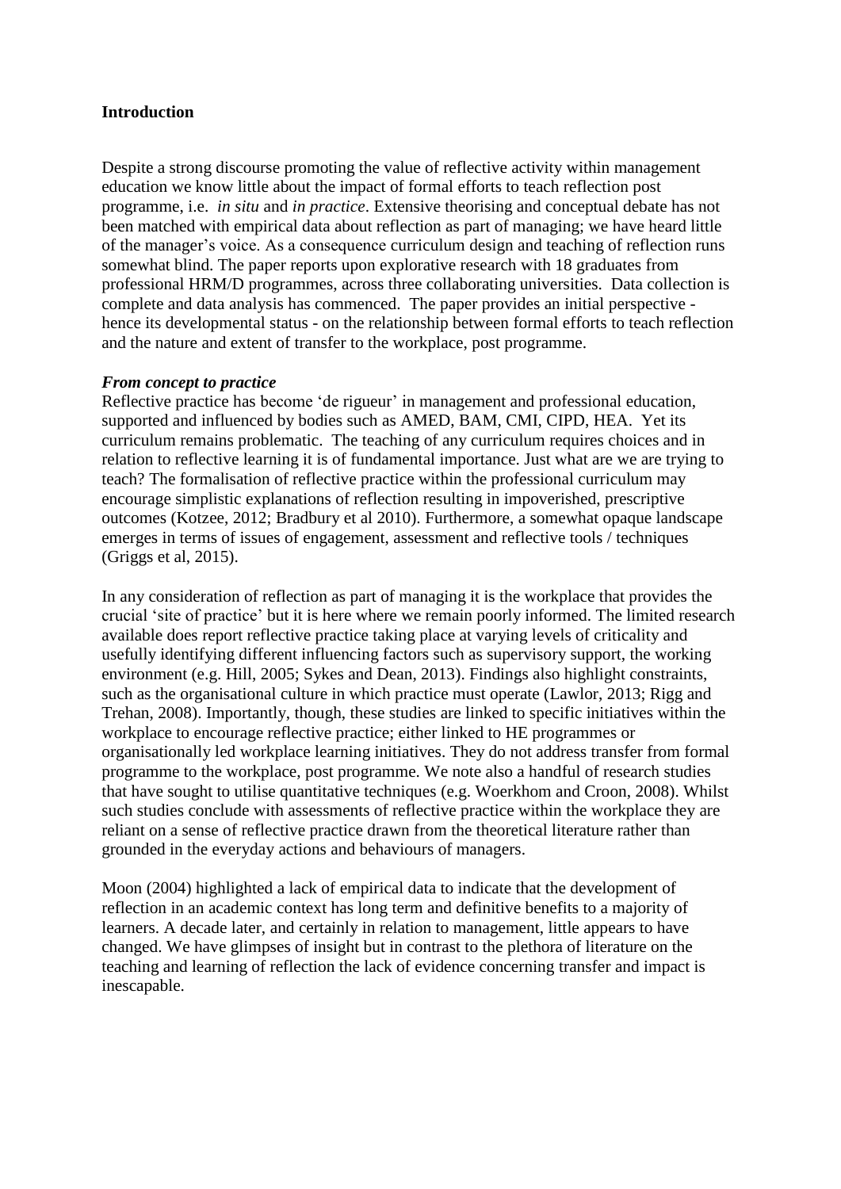## Introduction

Despite a strong discourse promoting the value of reflective activity within management education we know little about the impact of formal efforts to teach reflection post programme, i.e. *in situ* and *in practice*. Extensive theorising and conceptual debate has not been matched with empirical data about reflection as part of managing; we have heard little of the manager's voice. As a consequence curriculum design and teaching of reflection runs somewhat blind. The paper reports upon explorative research with 18 graduates from professional HRM/D programmes, across three collaborating universities. Data collection is complete and data analysis has commenced. The paper provides an initial perspective - hence its developmental status - on the relationship between formal efforts to teach reflection and the nature and extent of transfer to the workplace, post programme.

### *From concept to practice*

Reflective practice has become 'de rigueur' in management and professional education, supported and influenced by bodies such as AMED, BAM, CMI, CIPD, HEA. Yet its curriculum remains problematic. The teaching of any curriculum requires choices and in relation to reflective learning it is of fundamental importance. Just what are we are trying to teach? The formalisation of reflective practice within the professional curriculum may encourage simplistic explanations of reflection resulting in impoverished, prescriptive outcomes (Kotzee, 2012; Bradbury et al 2010). Furthermore, a somewhat opaque landscape emerges in terms of issues of engagement, assessment and reflective tools / techniques (Griggs et al, 2015).

In any consideration of reflection as part of managing it is the workplace that provides the crucial 'site of practice' but it is here where we remain poorly informed. The limited research available does report reflective practice taking place at varying levels of criticality and usefully identifying different influencing factors such as supervisory support, the working environment (e.g. Hill, 2005; Sykes and Dean, 2013). Findings also highlight constraints, such as the organisational culture in which practice must operate (Lawlor, 2013; Rigg and Trehan, 2008). Importantly, though, these studies are linked to specific initiatives within the workplace to encourage reflective practice; either linked to HE programmes or organisationally led workplace learning initiatives. They do not address transfer from formal programme to the workplace, post programme. We note also a handful of research studies that have sought to utilise quantitative techniques (e.g. Woerkhom and Croon, 2008). Whilst such studies conclude with assessments of reflective practice within the workplace they are reliant on a sense of reflective practice drawn from the theoretical literature rather than grounded in the everyday actions and behaviours of managers.

Moon (2004) highlighted a lack of empirical data to indicate that the development of reflection in an academic context has long term and definitive benefits to a majority of learners. A decade later, and certainly in relation to management, little appears to have changed. We have glimpses of insight but in contrast to the plethora of literature on the teaching and learning of reflection the lack of evidence concerning transfer and impact is inescapable.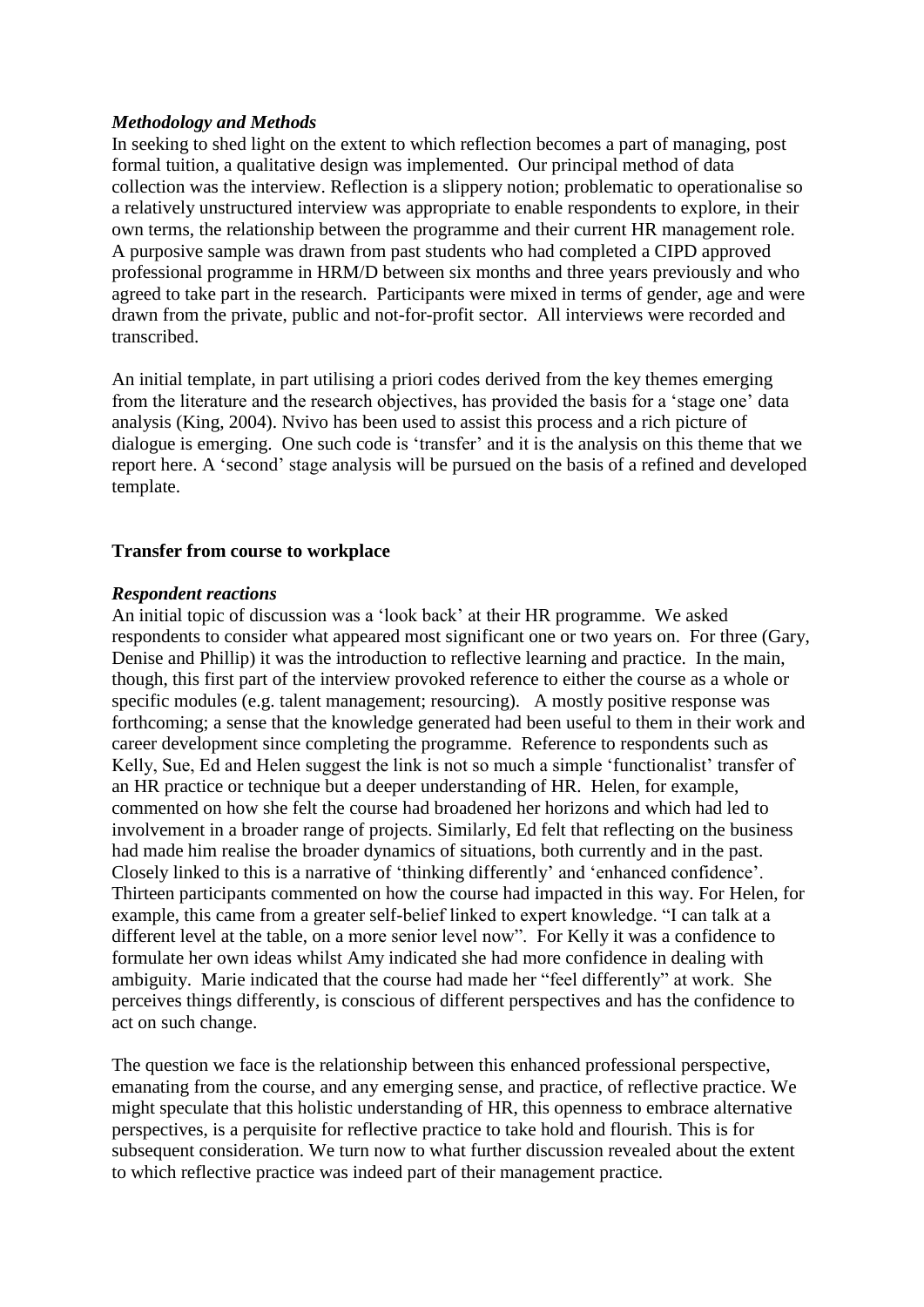### *Methodology and Methods*

In seeking to shed light on the extent to which reflection becomes a part of managing, post formal tuition, a qualitative design was implemented. Our principal method of data collection was the interview. Reflection is a slippery notion; problematic to operationalise so a relatively unstructured interview was appropriate to enable respondents to explore, in their own terms, the relationship between the programme and their current HR management role. A purposive sample was drawn from past students who had completed a CIPD approved professional programme in HRM/D between six months and three years previously and who agreed to take part in the research. Participants were mixed in terms of gender, age and were drawn from the private, public and not-for-profit sector. All interviews were recorded and transcribed.

An initial template, in part utilising a priori codes derived from the key themes emerging from the literature and the research objectives, has provided the basis for a 'stage one' data analysis (King, 2004). Nvivo has been used to assist this process and a rich picture of dialogue is emerging. One such code is 'transfer' and it is the analysis on this theme that we report here. A 'second' stage analysis will be pursued on the basis of a refined and developed template.

## **Transfer from course to workplace**

### *Respondent reactions*

An initial topic of discussion was a 'look back' at their HR programme. We asked respondents to consider what appeared most significant one or two years on. For three (Gary, Denise and Phillip) it was the introduction to reflective learning and practice. In the main, though, this first part of the interview provoked reference to either the course as a whole or specific modules (e.g. talent management; resourcing). A mostly positive response was forthcoming; a sense that the knowledge generated had been useful to them in their work and career development since completing the programme. Reference to respondents such as Kelly, Sue, Ed and Helen suggest the link is not so much a simple 'functionalist' transfer of an HR practice or technique but a deeper understanding of HR. Helen, for example, commented on how she felt the course had broadened her horizons and which had led to involvement in a broader range of projects. Similarly, Ed felt that reflecting on the business had made him realise the broader dynamics of situations, both currently and in the past. Closely linked to this is a narrative of 'thinking differently' and 'enhanced confidence'. Thirteen participants commented on how the course had impacted in this way. For Helen, for example, this came from a greater self-belief linked to expert knowledge. "I can talk at a different level at the table, on a more senior level now". For Kelly it was a confidence to formulate her own ideas whilst Amy indicated she had more confidence in dealing with ambiguity. Marie indicated that the course had made her "feel differently" at work. She perceives things differently, is conscious of different perspectives and has the confidence to act on such change.

The question we face is the relationship between this enhanced professional perspective, emanating from the course, and any emerging sense, and practice, of reflective practice. We might speculate that this holistic understanding of HR, this openness to embrace alternative perspectives, is a perquisite for reflective practice to take hold and flourish. This is for subsequent consideration. We turn now to what further discussion revealed about the extent to which reflective practice was indeed part of their management practice.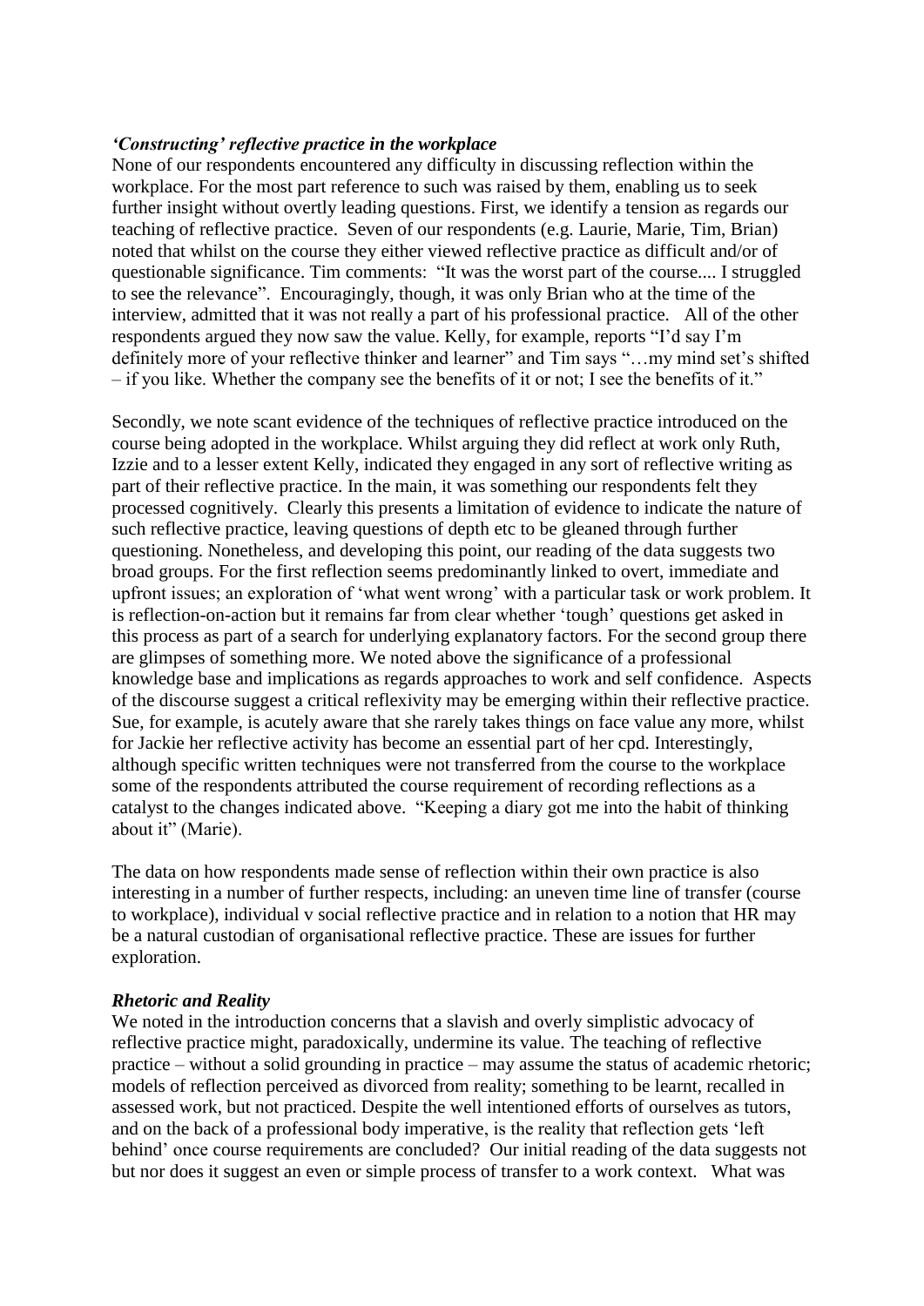### *'Constructing' reflective practice in the workplace*

None of our respondents encountered any difficulty in discussing reflection within the workplace. For the most part reference to such was raised by them, enabling us to seek further insight without overtly leading questions. First, we identify a tension as regards our teaching of reflective practice. Seven of our respondents (e.g. Laurie, Marie, Tim, Brian) noted that whilst on the course they either viewed reflective practice as difficult and/or of questionable significance. Tim comments: "It was the worst part of the course.... I struggled to see the relevance". Encouragingly, though, it was only Brian who at the time of the interview, admitted that it was not really a part of his professional practice. All of the other respondents argued they now saw the value. Kelly, for example, reports "I'd say I'm definitely more of your reflective thinker and learner" and Tim says "…my mind set's shifted – if you like. Whether the company see the benefits of it or not; I see the benefits of it."

Secondly, we note scant evidence of the techniques of reflective practice introduced on the course being adopted in the workplace. Whilst arguing they did reflect at work only Ruth, Izzie and to a lesser extent Kelly, indicated they engaged in any sort of reflective writing as part of their reflective practice. In the main, it was something our respondents felt they processed cognitively. Clearly this presents a limitation of evidence to indicate the nature of such reflective practice, leaving questions of depth etc to be gleaned through further questioning. Nonetheless, and developing this point, our reading of the data suggests two broad groups. For the first reflection seems predominantly linked to overt, immediate and upfront issues; an exploration of 'what went wrong' with a particular task or work problem. It is reflection-on-action but it remains far from clear whether 'tough' questions get asked in this process as part of a search for underlying explanatory factors. For the second group there are glimpses of something more. We noted above the significance of a professional knowledge base and implications as regards approaches to work and self confidence. Aspects of the discourse suggest a critical reflexivity may be emerging within their reflective practice. Sue, for example, is acutely aware that she rarely takes things on face value any more, whilst for Jackie her reflective activity has become an essential part of her cpd. Interestingly, although specific written techniques were not transferred from the course to the workplace some of the respondents attributed the course requirement of recording reflections as a catalyst to the changes indicated above. "Keeping a diary got me into the habit of thinking about it" (Marie).

The data on how respondents made sense of reflection within their own practice is also interesting in a number of further respects, including: an uneven time line of transfer (course to workplace), individual v social reflective practice and in relation to a notion that HR may be a natural custodian of organisational reflective practice. These are issues for further exploration.

### *Rhetoric and Reality*

We noted in the introduction concerns that a slavish and overly simplistic advocacy of reflective practice might, paradoxically, undermine its value. The teaching of reflective practice – without a solid grounding in practice – may assume the status of academic rhetoric; models of reflection perceived as divorced from reality; something to be learnt, recalled in assessed work, but not practiced. Despite the well intentioned efforts of ourselves as tutors, and on the back of a professional body imperative, is the reality that reflection gets 'left behind' once course requirements are concluded? Our initial reading of the data suggests not but nor does it suggest an even or simple process of transfer to a work context. What was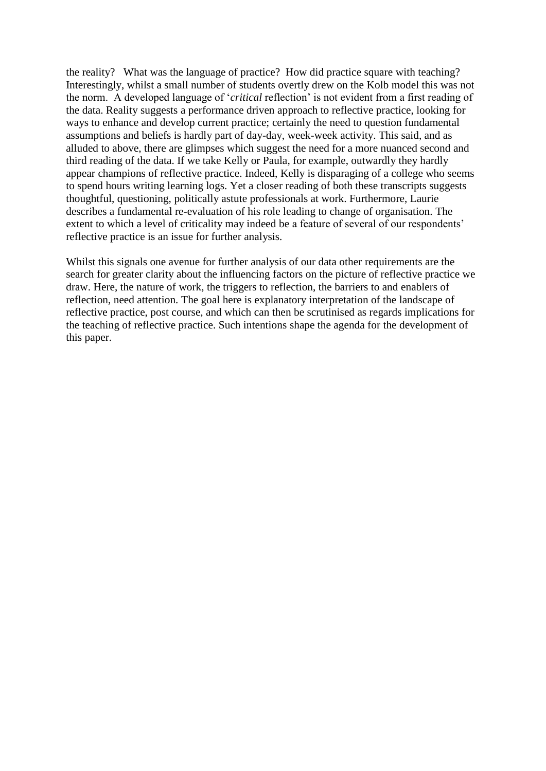the reality? What was the language of practice? How did practice square with teaching? Interestingly, whilst a small number of students overtly drew on the Kolb model this was not the norm. A developed language of '*critical* reflection' is not evident from a first reading of the data. Reality suggests a performance driven approach to reflective practice, looking for ways to enhance and develop current practice; certainly the need to question fundamental assumptions and beliefs is hardly part of day-day, week-week activity. This said, and as alluded to above, there are glimpses which suggest the need for a more nuanced second and third reading of the data. If we take Kelly or Paula, for example, outwardly they hardly appear champions of reflective practice. Indeed, Kelly is disparaging of a college who seems to spend hours writing learning logs. Yet a closer reading of both these transcripts suggests thoughtful, questioning, politically astute professionals at work. Furthermore, Laurie describes a fundamental re-evaluation of his role leading to change of organisation. The extent to which a level of criticality may indeed be a feature of several of our respondents' reflective practice is an issue for further analysis.

Whilst this signals one avenue for further analysis of our data other requirements are the search for greater clarity about the influencing factors on the picture of reflective practice we draw. Here, the nature of work, the triggers to reflection, the barriers to and enablers of reflection, need attention. The goal here is explanatory interpretation of the landscape of reflective practice, post course, and which can then be scrutinised as regards implications for the teaching of reflective practice. Such intentions shape the agenda for the development of this paper.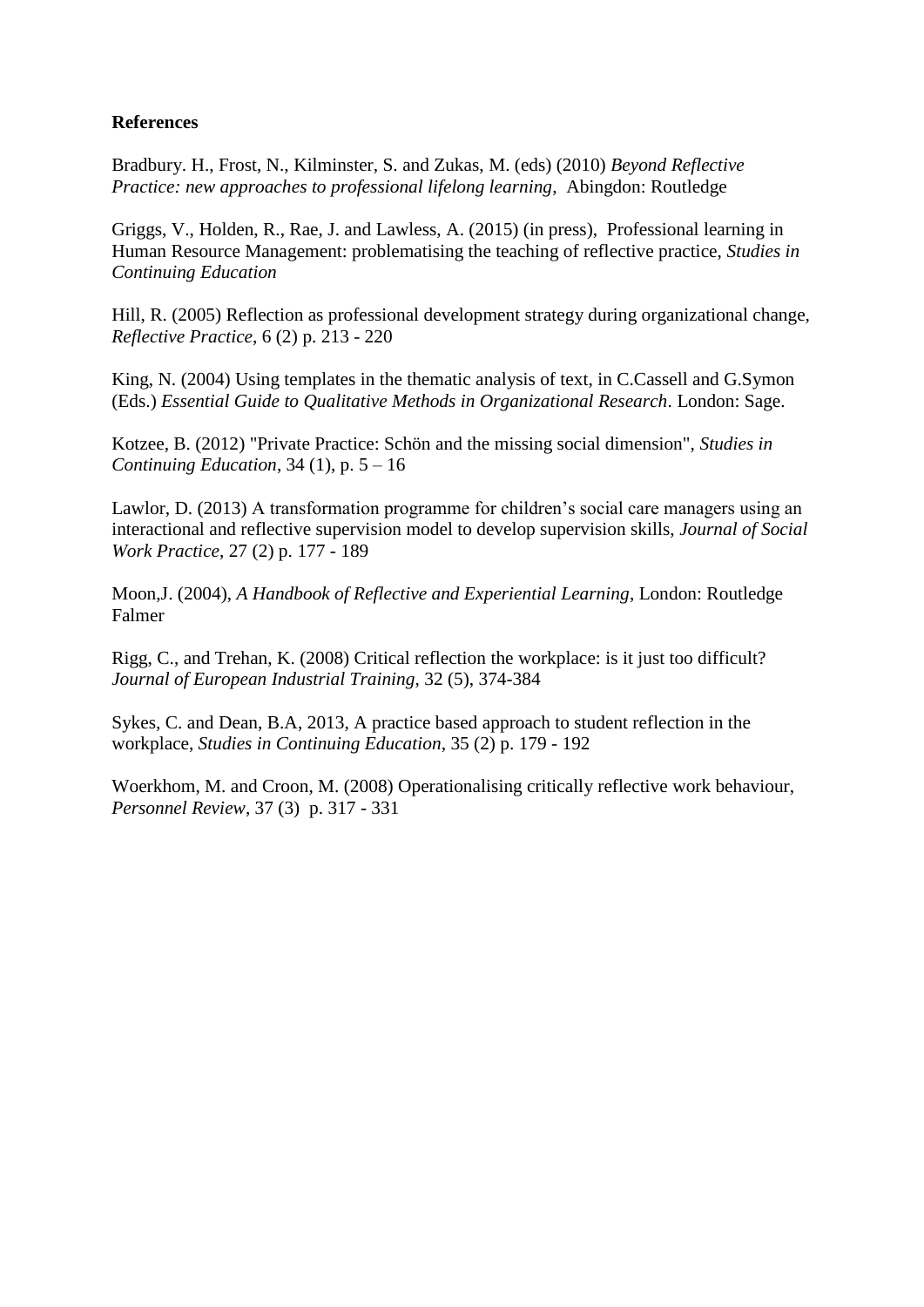**References**

Bradbury. H., Frost, N., Kilminster, S. and Zukas, M. (eds) (2010) *Beyond Reflective Practice: new approaches to professional lifelong learning*,  Abingdon: Routledge

Griggs, V., Holden, R., Rae, J. and Lawless, A. (2015) (in press),  Professional learning in Human Resource Management: problematising the teaching of reflective practice, *Studies in Continuing Education*

Hill, R. (2005) Reflection as professional development strategy during organizational change, *Reflective Practice*, 6 (2) p. 213 - 220

King, N. (2004) Using templates in the thematic analysis of text, in C.Cassell and G.Symon (Eds.) *Essential Guide to Qualitative Methods in Organizational Research*. London: Sage.

Kotzee, B. (2012) "Private Practice: Schön and the missing social dimension", *Studies in Continuing Education*, 34 (1), p. 5 – 16

Lawlor, D. (2013) A transformation programme for children's social care managers using an interactional and reflective supervision model to develop supervision skills, *Journal of Social Work Practice*, 27 (2) p. 177 - 189

Moon,J. (2004), *A Handbook of Reflective and Experiential Learning*, London: Routledge Falmer

Rigg, C., and Trehan, K. (2008) Critical reflection the workplace: is it just too difficult? *Journal of European Industrial Training*, 32 (5), 374-384

Sykes, C. and Dean, B.A, 2013, A practice based approach to student reflection in the workplace, *Studies in Continuing Education*, 35 (2) p. 179 - 192

Woerkhom, M. and Croon, M. (2008) Operationalising critically reflective work behaviour, *Personnel Review*, 37 (3)  p. 317 - 331